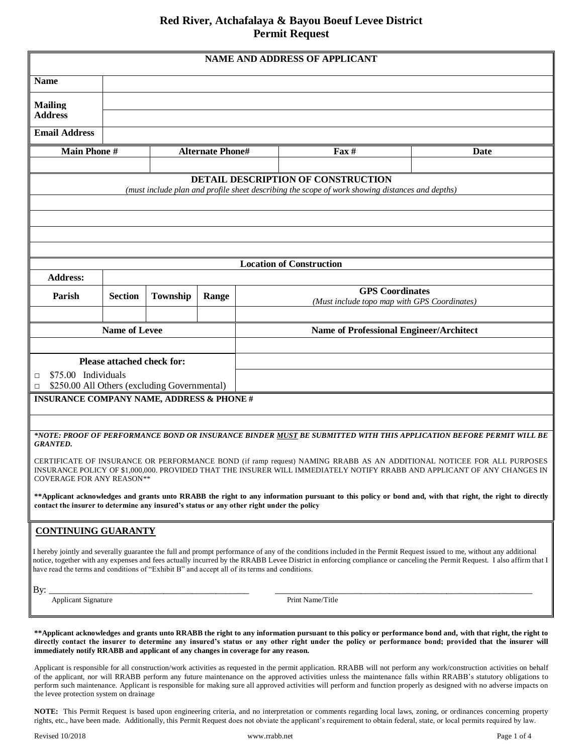# Red River, Atchafalaya & Bayou Boeuf Levee District
## Permit Request

| NAME AND ADDRESS OF APPLICANT | |
|---|---|
| **Name** | |
| **Mailing Address** | |
| | |
| **Email Address** | |

| Main Phone # | Alternate Phone# | Fax # | Date |
|---|---|---|---|
| | | | |

**DETAIL DESCRIPTION OF CONSTRUCTION**

*(must include plan and profile sheet describing the scope of work showing distances and depths)*

**Location of Construction**

| **Address:** | | | | |
|---|---|---|---|---|
| **Parish** | **Section** | **Township** | **Range** | **GPS Coordinates** *(Must include topo map with GPS Coordinates)* |
| | | | | |

| Name of Levee | Name of Professional Engineer/Architect |
|---|---|
| | |

**Please attached check for:**

- □ $75.00 Individuals
- □ $250.00 All Others (excluding Governmental)

**INSURANCE COMPANY NAME, ADDRESS & PHONE #**

***NOTE: PROOF OF PERFORMANCE BOND OR INSURANCE BINDER MUST BE SUBMITTED WITH THIS APPLICATION BEFORE PERMIT WILL BE GRANTED.***

CERTIFICATE OF INSURANCE OR PERFORMANCE BOND (if ramp request) NAMING RRABB AS AN ADDITIONAL NOTICEE FOR ALL PURPOSES INSURANCE POLICY OF $1,000,000. PROVIDED THAT THE INSURER WILL IMMEDIATELY NOTIFY RRABB AND APPLICANT OF ANY CHANGES IN COVERAGE FOR ANY REASON**

****Applicant acknowledges and grants unto RRABB the right to any information pursuant to this policy or bond and, with that right, the right to directly contact the insurer to determine any insured's status or any other right under the policy**

## CONTINUING GUARANTY

I hereby jointly and severally guarantee the full and prompt performance of any of the conditions included in the Permit Request issued to me, without any additional notice, together with any expenses and fees actually incurred by the RRABB Levee District in enforcing compliance or canceling the Permit Request. I also affirm that I have read the terms and conditions of "Exhibit B" and accept all of its terms and conditions.

By: \_\_\_\_\_\_\_\_\_\_\_\_\_\_\_\_\_\_\_\_\_\_\_\_\_\_\_\_\_\_ \_\_\_\_\_\_\_\_\_\_\_\_\_\_\_\_\_\_\_\_\_\_\_\_\_\_\_\_\_\_

Applicant Signature Print Name/Title

****Applicant acknowledges and grants unto RRABB the right to any information pursuant to this policy or performance bond and, with that right, the right to directly contact the insurer to determine any insured's status or any other right under the policy or performance bond; provided that the insurer will immediately notify RRABB and applicant of any changes in coverage for any reason.**

Applicant is responsible for all construction/work activities as requested in the permit application. RRABB will not perform any work/construction activities on behalf of the applicant, nor will RRABB perform any future maintenance on the approved activities unless the maintenance falls within RRABB's statutory obligations to perform such maintenance. Applicant is responsible for making sure all approved activities will perform and function properly as designed with no adverse impacts on the levee protection system on drainage

**NOTE:** This Permit Request is based upon engineering criteria, and no interpretation or comments regarding local laws, zoning, or ordinances concerning property rights, etc., have been made. Additionally, this Permit Request does not obviate the applicant's requirement to obtain federal, state, or local permits required by law.

Revised 10/2018 www.rrabb.net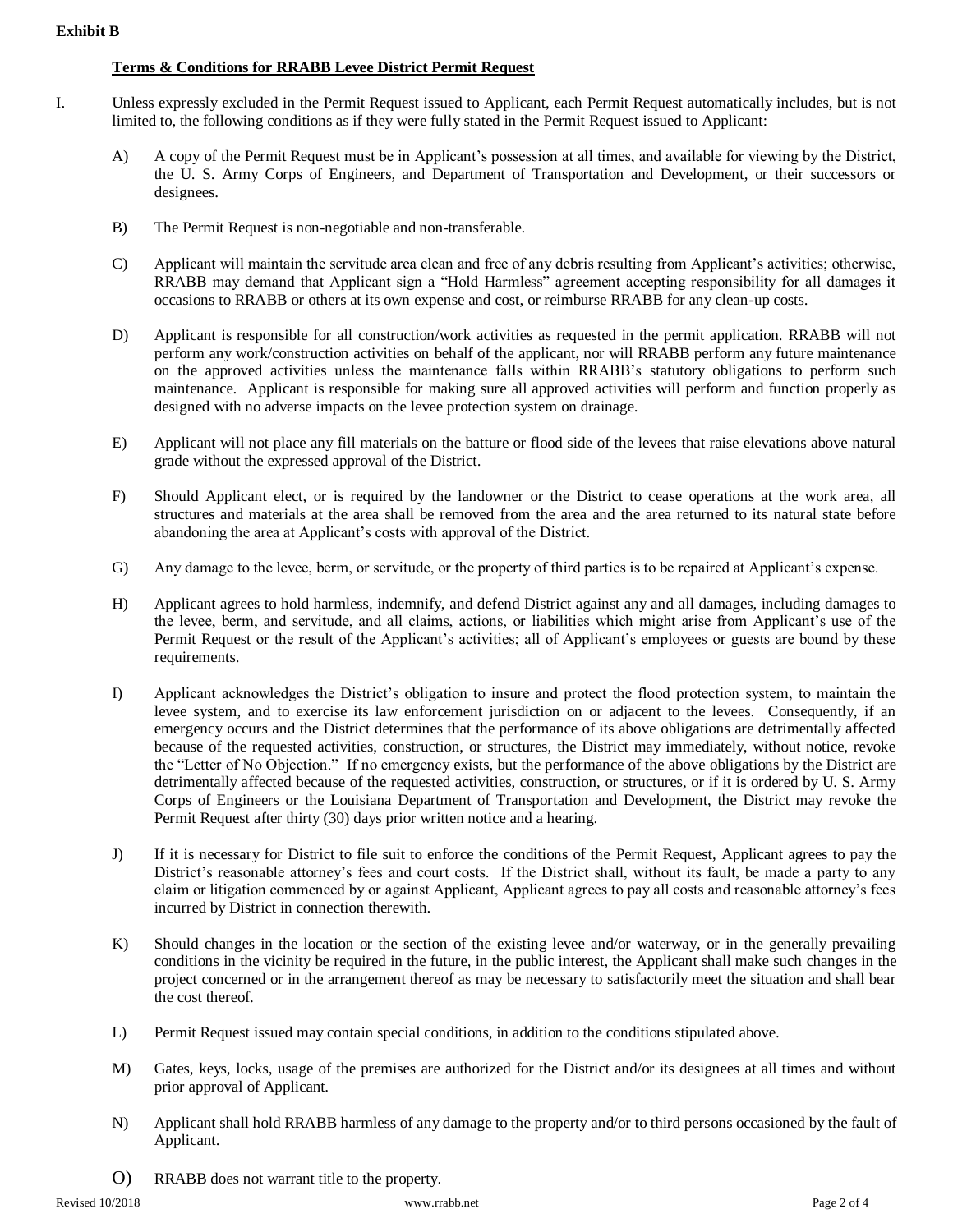**Exhibit B**

**Terms & Conditions for RRABB Levee District Permit Request**

I. Unless expressly excluded in the Permit Request issued to Applicant, each Permit Request automatically includes, but is not limited to, the following conditions as if they were fully stated in the Permit Request issued to Applicant:

A) A copy of the Permit Request must be in Applicant's possession at all times, and available for viewing by the District, the U. S. Army Corps of Engineers, and Department of Transportation and Development, or their successors or designees.

B) The Permit Request is non-negotiable and non-transferable.

C) Applicant will maintain the servitude area clean and free of any debris resulting from Applicant's activities; otherwise, RRABB may demand that Applicant sign a "Hold Harmless" agreement accepting responsibility for all damages it occasions to RRABB or others at its own expense and cost, or reimburse RRABB for any clean-up costs.

D) Applicant is responsible for all construction/work activities as requested in the permit application. RRABB will not perform any work/construction activities on behalf of the applicant, nor will RRABB perform any future maintenance on the approved activities unless the maintenance falls within RRABB's statutory obligations to perform such maintenance. Applicant is responsible for making sure all approved activities will perform and function properly as designed with no adverse impacts on the levee protection system on drainage.

E) Applicant will not place any fill materials on the batture or flood side of the levees that raise elevations above natural grade without the expressed approval of the District.

F) Should Applicant elect, or is required by the landowner or the District to cease operations at the work area, all structures and materials at the area shall be removed from the area and the area returned to its natural state before abandoning the area at Applicant's costs with approval of the District.

G) Any damage to the levee, berm, or servitude, or the property of third parties is to be repaired at Applicant's expense.

H) Applicant agrees to hold harmless, indemnify, and defend District against any and all damages, including damages to the levee, berm, and servitude, and all claims, actions, or liabilities which might arise from Applicant's use of the Permit Request or the result of the Applicant's activities; all of Applicant's employees or guests are bound by these requirements.

I) Applicant acknowledges the District's obligation to insure and protect the flood protection system, to maintain the levee system, and to exercise its law enforcement jurisdiction on or adjacent to the levees. Consequently, if an emergency occurs and the District determines that the performance of its above obligations are detrimentally affected because of the requested activities, construction, or structures, the District may immediately, without notice, revoke the "Letter of No Objection." If no emergency exists, but the performance of the above obligations by the District are detrimentally affected because of the requested activities, construction, or structures, or if it is ordered by U. S. Army Corps of Engineers or the Louisiana Department of Transportation and Development, the District may revoke the Permit Request after thirty (30) days prior written notice and a hearing.

J) If it is necessary for District to file suit to enforce the conditions of the Permit Request, Applicant agrees to pay the District's reasonable attorney's fees and court costs. If the District shall, without its fault, be made a party to any claim or litigation commenced by or against Applicant, Applicant agrees to pay all costs and reasonable attorney's fees incurred by District in connection therewith.

K) Should changes in the location or the section of the existing levee and/or waterway, or in the generally prevailing conditions in the vicinity be required in the future, in the public interest, the Applicant shall make such changes in the project concerned or in the arrangement thereof as may be necessary to satisfactorily meet the situation and shall bear the cost thereof.

L) Permit Request issued may contain special conditions, in addition to the conditions stipulated above.

M) Gates, keys, locks, usage of the premises are authorized for the District and/or its designees at all times and without prior approval of Applicant.

N) Applicant shall hold RRABB harmless of any damage to the property and/or to third persons occasioned by the fault of Applicant.

O) RRABB does not warrant title to the property.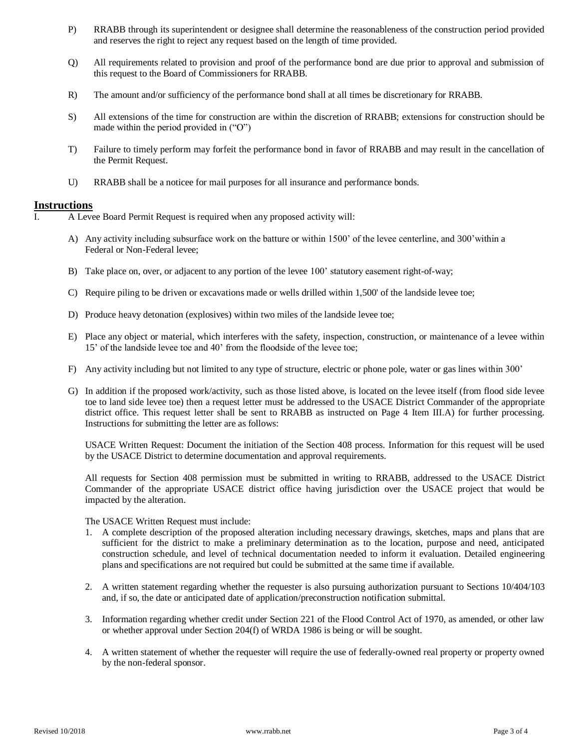P) RRABB through its superintendent or designee shall determine the reasonableness of the construction period provided and reserves the right to reject any request based on the length of time provided.

Q) All requirements related to provision and proof of the performance bond are due prior to approval and submission of this request to the Board of Commissioners for RRABB.

R) The amount and/or sufficiency of the performance bond shall at all times be discretionary for RRABB.

S) All extensions of the time for construction are within the discretion of RRABB; extensions for construction should be made within the period provided in ("O")

T) Failure to timely perform may forfeit the performance bond in favor of RRABB and may result in the cancellation of the Permit Request.

U) RRABB shall be a noticee for mail purposes for all insurance and performance bonds.

## Instructions

I. A Levee Board Permit Request is required when any proposed activity will:

A) Any activity including subsurface work on the batture or within 1500' of the levee centerline, and 300'within a Federal or Non-Federal levee;

B) Take place on, over, or adjacent to any portion of the levee 100' statutory easement right-of-way;

C) Require piling to be driven or excavations made or wells drilled within 1,500' of the landside levee toe;

D) Produce heavy detonation (explosives) within two miles of the landside levee toe;

E) Place any object or material, which interferes with the safety, inspection, construction, or maintenance of a levee within 15' of the landside levee toe and 40' from the floodside of the levee toe;

F) Any activity including but not limited to any type of structure, electric or phone pole, water or gas lines within 300'

G) In addition if the proposed work/activity, such as those listed above, is located on the levee itself (from flood side levee toe to land side levee toe) then a request letter must be addressed to the USACE District Commander of the appropriate district office. This request letter shall be sent to RRABB as instructed on Page 4 Item III.A) for further processing. Instructions for submitting the letter are as follows:

USACE Written Request: Document the initiation of the Section 408 process. Information for this request will be used by the USACE District to determine documentation and approval requirements.

All requests for Section 408 permission must be submitted in writing to RRABB, addressed to the USACE District Commander of the appropriate USACE district office having jurisdiction over the USACE project that would be impacted by the alteration.

The USACE Written Request must include:

1. A complete description of the proposed alteration including necessary drawings, sketches, maps and plans that are sufficient for the district to make a preliminary determination as to the location, purpose and need, anticipated construction schedule, and level of technical documentation needed to inform it evaluation. Detailed engineering plans and specifications are not required but could be submitted at the same time if available.

2. A written statement regarding whether the requester is also pursuing authorization pursuant to Sections 10/404/103 and, if so, the date or anticipated date of application/preconstruction notification submittal.

3. Information regarding whether credit under Section 221 of the Flood Control Act of 1970, as amended, or other law or whether approval under Section 204(f) of WRDA 1986 is being or will be sought.

4. A written statement of whether the requester will require the use of federally-owned real property or property owned by the non-federal sponsor.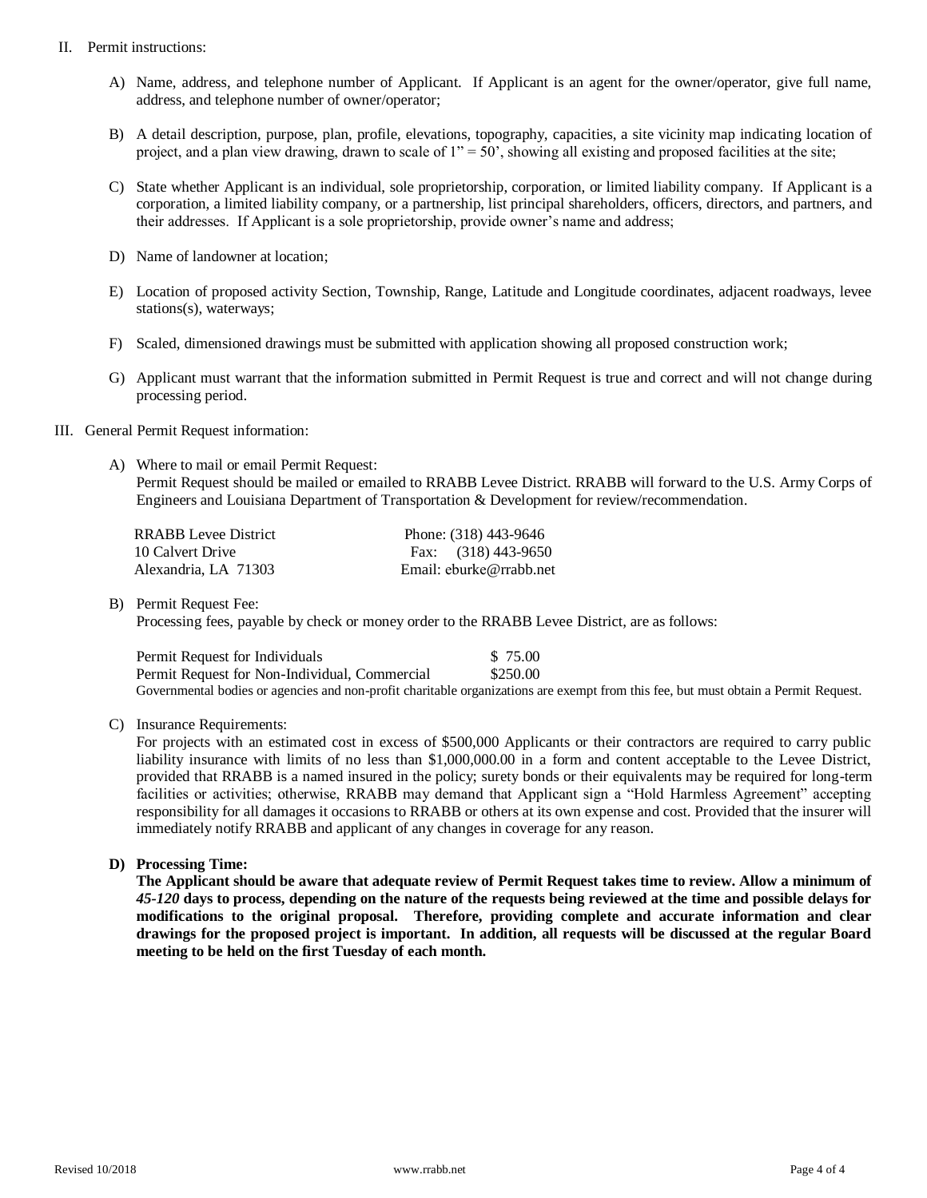II. Permit instructions:

A) Name, address, and telephone number of Applicant. If Applicant is an agent for the owner/operator, give full name, address, and telephone number of owner/operator;

B) A detail description, purpose, plan, profile, elevations, topography, capacities, a site vicinity map indicating location of project, and a plan view drawing, drawn to scale of 1" = 50', showing all existing and proposed facilities at the site;

C) State whether Applicant is an individual, sole proprietorship, corporation, or limited liability company. If Applicant is a corporation, a limited liability company, or a partnership, list principal shareholders, officers, directors, and partners, and their addresses. If Applicant is a sole proprietorship, provide owner's name and address;

D) Name of landowner at location;

E) Location of proposed activity Section, Township, Range, Latitude and Longitude coordinates, adjacent roadways, levee stations(s), waterways;

F) Scaled, dimensioned drawings must be submitted with application showing all proposed construction work;

G) Applicant must warrant that the information submitted in Permit Request is true and correct and will not change during processing period.

III. General Permit Request information:

A) Where to mail or email Permit Request:
Permit Request should be mailed or emailed to RRABB Levee District. RRABB will forward to the U.S. Army Corps of Engineers and Louisiana Department of Transportation & Development for review/recommendation.

| | |
|---|---|
| RRABB Levee District | Phone: (318) 443-9646 |
| 10 Calvert Drive | Fax: (318) 443-9650 |
| Alexandria, LA 71303 | Email: eburke@rrabb.net |

B) Permit Request Fee:
Processing fees, payable by check or money order to the RRABB Levee District, are as follows:

| | |
|---|---|
| Permit Request for Individuals | $ 75.00 |
| Permit Request for Non-Individual, Commercial | $250.00 |

Governmental bodies or agencies and non-profit charitable organizations are exempt from this fee, but must obtain a Permit Request.

C) Insurance Requirements:
For projects with an estimated cost in excess of $500,000 Applicants or their contractors are required to carry public liability insurance with limits of no less than $1,000,000.00 in a form and content acceptable to the Levee District, provided that RRABB is a named insured in the policy; surety bonds or their equivalents may be required for long-term facilities or activities; otherwise, RRABB may demand that Applicant sign a "Hold Harmless Agreement" accepting responsibility for all damages it occasions to RRABB or others at its own expense and cost. Provided that the insurer will immediately notify RRABB and applicant of any changes in coverage for any reason.

**D) Processing Time:**
**The Applicant should be aware that adequate review of Permit Request takes time to review. Allow a minimum of *45-120* days to process, depending on the nature of the requests being reviewed at the time and possible delays for modifications to the original proposal. Therefore, providing complete and accurate information and clear drawings for the proposed project is important. In addition, all requests will be discussed at the regular Board meeting to be held on the first Tuesday of each month.**